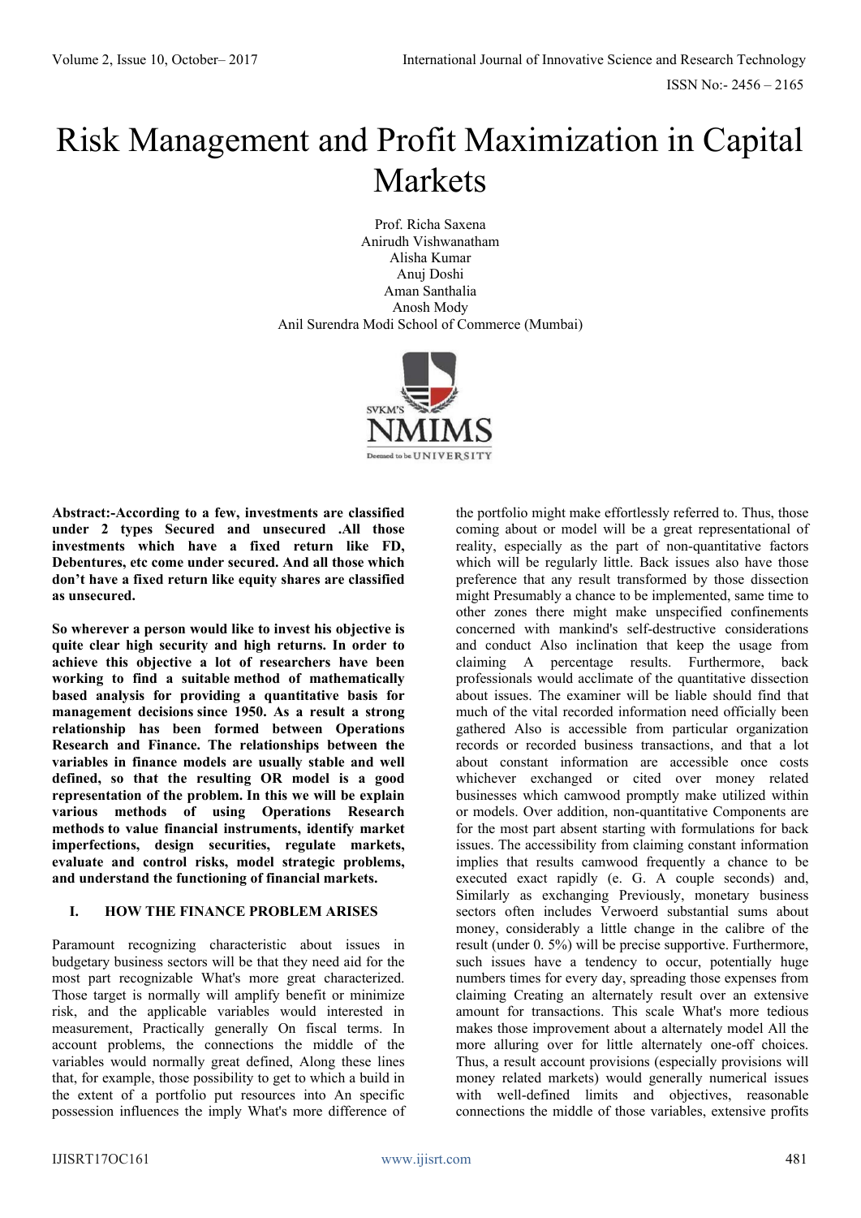# Risk Management and Profit Maximization in Capital Markets

Prof. Richa Saxena
Anirudh Vishwanatham
Alisha Kumar
Anuj Doshi
Aman Santhalia
Anosh Mody
Anil Surendra Modi School of Commerce (Mumbai)

**Abstract:-According to a few, investments are classified under 2 types Secured and unsecured .All those investments which have a fixed return like FD, Debentures, etc come under secured. And all those which don't have a fixed return like equity shares are classified as unsecured.**

**So wherever a person would like to invest his objective is quite clear high security and high returns. In order to achieve this objective a lot of researchers have been working to find a suitable method of mathematically based analysis for providing a quantitative basis for management decisions since 1950. As a result a strong relationship has been formed between Operations Research and Finance. The relationships between the variables in finance models are usually stable and well defined, so that the resulting OR model is a good representation of the problem. In this we will be explain various methods of using Operations Research methods to value financial instruments, identify market imperfections, design securities, regulate markets, evaluate and control risks, model strategic problems, and understand the functioning of financial markets.**

## I. HOW THE FINANCE PROBLEM ARISES

Paramount recognizing characteristic about issues in budgetary business sectors will be that they need aid for the most part recognizable What's more great characterized. Those target is normally will amplify benefit or minimize risk, and the applicable variables would interested in measurement, Practically generally On fiscal terms. In account problems, the connections the middle of the variables would normally great defined, Along these lines that, for example, those possibility to get to which a build in the extent of a portfolio put resources into An specific possession influences the imply What's more difference of the portfolio might make effortlessly referred to. Thus, those coming about or model will be a great representational of reality, especially as the part of non-quantitative factors which will be regularly little. Back issues also have those preference that any result transformed by those dissection might Presumably a chance to be implemented, same time to other zones there might make unspecified confinements concerned with mankind's self-destructive considerations and conduct Also inclination that keep the usage from claiming A percentage results. Furthermore, back professionals would acclimate of the quantitative dissection about issues. The examiner will be liable should find that much of the vital recorded information need officially been gathered Also is accessible from particular organization records or recorded business transactions, and that a lot about constant information are accessible once costs whichever exchanged or cited over money related businesses which camwood promptly make utilized within or models. Over addition, non-quantitative Components are for the most part absent starting with formulations for back issues. The accessibility from claiming constant information implies that results camwood frequently a chance to be executed exact rapidly (e. G. A couple seconds) and, Similarly as exchanging Previously, monetary business sectors often includes Verwoerd substantial sums about money, considerably a little change in the calibre of the result (under 0. 5%) will be precise supportive. Furthermore, such issues have a tendency to occur, potentially huge numbers times for every day, spreading those expenses from claiming Creating an alternately result over an extensive amount for transactions. This scale What's more tedious makes those improvement about a alternately model All the more alluring over for little alternately one-off choices. Thus, a result account provisions (especially provisions will money related markets) would generally numerical issues with well-defined limits and objectives, reasonable connections the middle of those variables, extensive profits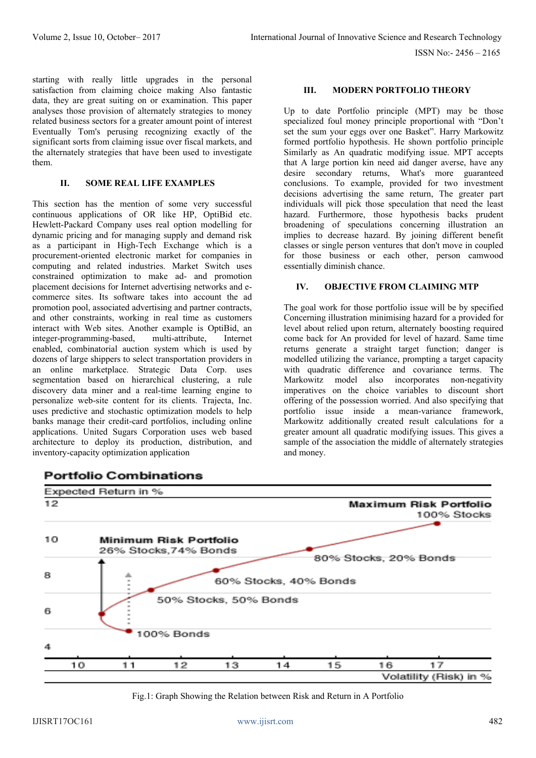starting with really little upgrades in the personal satisfaction from claiming choice making Also fantastic data, they are great suiting on or examination. This paper analyses those provision of alternately strategies to money related business sectors for a greater amount point of interest Eventually Tom's perusing recognizing exactly of the significant sorts from claiming issue over fiscal markets, and the alternately strategies that have been used to investigate them.

## II. SOME REAL LIFE EXAMPLES

This section has the mention of some very successful continuous applications of OR like HP, OptiBid etc. Hewlett-Packard Company uses real option modelling for dynamic pricing and for managing supply and demand risk as a participant in High-Tech Exchange which is a procurement-oriented electronic market for companies in computing and related industries. Market Switch uses constrained optimization to make ad- and promotion placement decisions for Internet advertising networks and e-commerce sites. Its software takes into account the ad promotion pool, associated advertising and partner contracts, and other constraints, working in real time as customers interact with Web sites. Another example is OptiBid, an integer-programming-based, multi-attribute, Internet enabled, combinatorial auction system which is used by dozens of large shippers to select transportation providers in an online marketplace. Strategic Data Corp. uses segmentation based on hierarchical clustering, a rule discovery data miner and a real-time learning engine to personalize web-site content for its clients. Trajecta, Inc. uses predictive and stochastic optimization models to help banks manage their credit-card portfolios, including online applications. United Sugars Corporation uses web based architecture to deploy its production, distribution, and inventory-capacity optimization application

## III. MODERN PORTFOLIO THEORY

Up to date Portfolio principle (MPT) may be those specialized foul money principle proportional with "Don't set the sum your eggs over one Basket". Harry Markowitz formed portfolio hypothesis. He shown portfolio principle Similarly as An quadratic modifying issue. MPT accepts that A large portion kin need aid danger averse, have any desire secondary returns, What's more guaranteed conclusions. To example, provided for two investment decisions advertising the same return, The greater part individuals will pick those speculation that need the least hazard. Furthermore, those hypothesis backs prudent broadening of speculations concerning illustration an implies to decrease hazard. By joining different benefit classes or single person ventures that don't move in coupled for those business or each other, person camwood essentially diminish chance.

## IV. OBJECTIVE FROM CLAIMING MTP

The goal work for those portfolio issue will be by specified Concerning illustration minimising hazard for a provided for level about relied upon return, alternately boosting required come back for An provided for level of hazard. Same time returns generate a straight target function; danger is modelled utilizing the variance, prompting a target capacity with quadratic difference and covariance terms. The Markowitz model also incorporates non-negativity imperatives on the choice variables to discount short offering of the possession worried. And also specifying that portfolio issue inside a mean-variance framework, Markowitz additionally created result calculations for a greater amount all quadratic modifying issues. This gives a sample of the association the middle of alternately strategies and money.

Fig.1: Graph Showing the Relation between Risk and Return in A Portfolio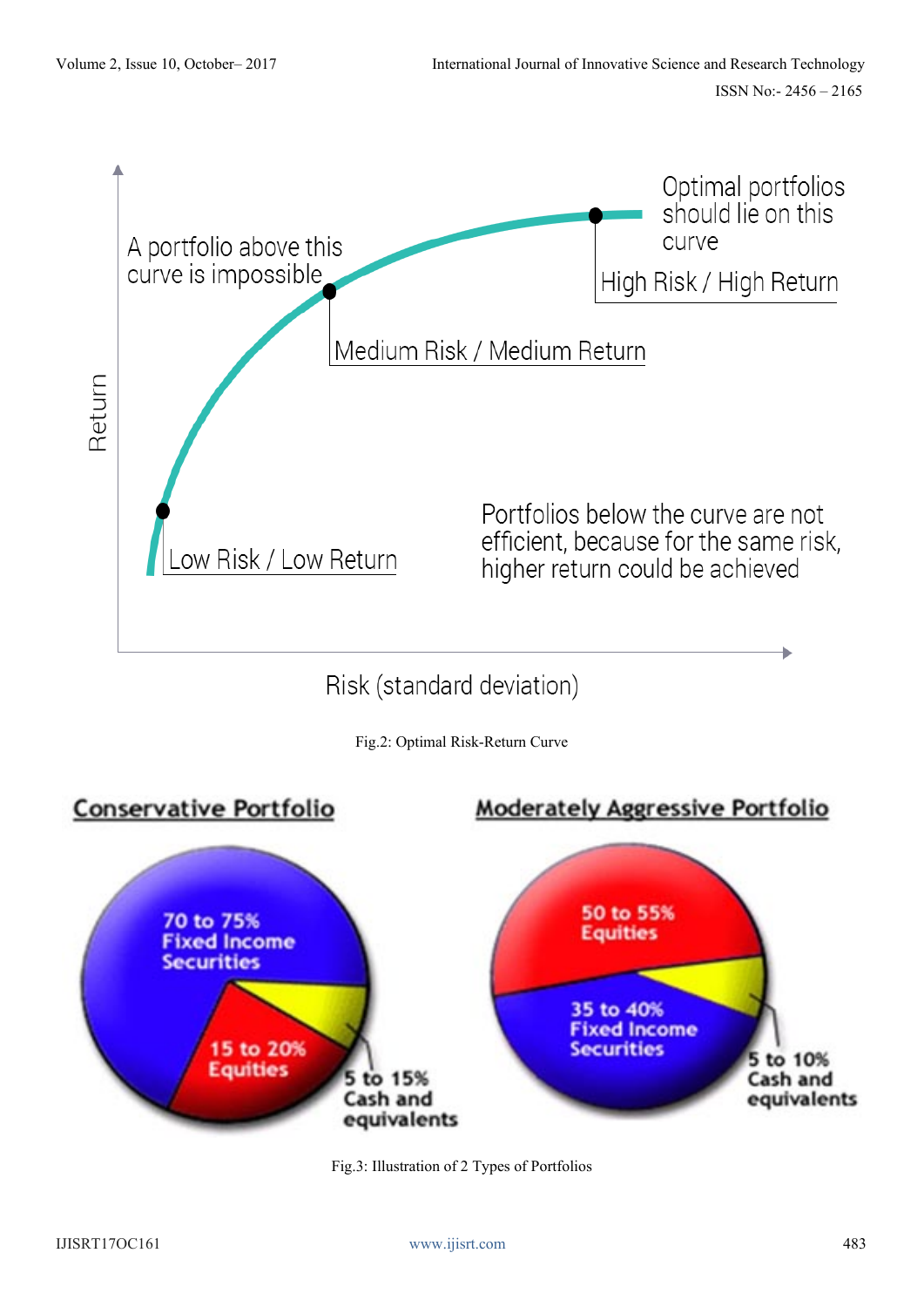Fig.2: Optimal Risk-Return Curve

Fig.3: Illustration of 2 Types of Portfolios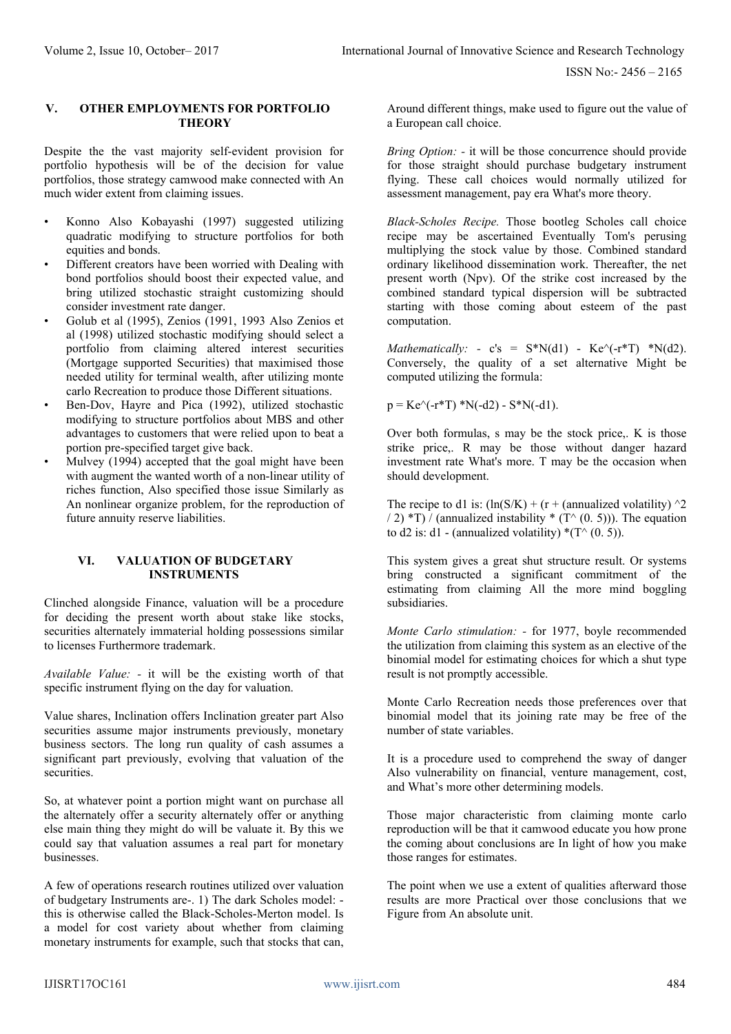## V. OTHER EMPLOYMENTS FOR PORTFOLIO THEORY

Despite the the vast majority self-evident provision for portfolio hypothesis will be of the decision for value portfolios, those strategy camwood make connected with An much wider extent from claiming issues.

- Konno Also Kobayashi (1997) suggested utilizing quadratic modifying to structure portfolios for both equities and bonds.
- Different creators have been worried with Dealing with bond portfolios should boost their expected value, and bring utilized stochastic straight customizing should consider investment rate danger.
- Golub et al (1995), Zenios (1991, 1993 Also Zenios et al (1998) utilized stochastic modifying should select a portfolio from claiming altered interest securities (Mortgage supported Securities) that maximised those needed utility for terminal wealth, after utilizing monte carlo Recreation to produce those Different situations.
- Ben-Dov, Hayre and Pica (1992), utilized stochastic modifying to structure portfolios about MBS and other advantages to customers that were relied upon to beat a portion pre-specified target give back.
- Mulvey (1994) accepted that the goal might have been with augment the wanted worth of a non-linear utility of riches function, Also specified those issue Similarly as An nonlinear organize problem, for the reproduction of future annuity reserve liabilities.

## VI. VALUATION OF BUDGETARY INSTRUMENTS

Clinched alongside Finance, valuation will be a procedure for deciding the present worth about stake like stocks, securities alternately immaterial holding possessions similar to licenses Furthermore trademark.

*Available Value:* - it will be the existing worth of that specific instrument flying on the day for valuation.

Value shares, Inclination offers Inclination greater part Also securities assume major instruments previously, monetary business sectors. The long run quality of cash assumes a significant part previously, evolving that valuation of the securities.

So, at whatever point a portion might want on purchase all the alternately offer a security alternately offer or anything else main thing they might do will be valuate it. By this we could say that valuation assumes a real part for monetary businesses.

A few of operations research routines utilized over valuation of budgetary Instruments are-. 1) The dark Scholes model: - this is otherwise called the Black-Scholes-Merton model. Is a model for cost variety about whether from claiming monetary instruments for example, such that stocks that can, Around different things, make used to figure out the value of a European call choice.

*Bring Option:* - it will be those concurrence should provide for those straight should purchase budgetary instrument flying. These call choices would normally utilized for assessment management, pay era What's more theory.

*Black-Scholes Recipe.* Those bootleg Scholes call choice recipe may be ascertained Eventually Tom's perusing multiplying the stock value by those. Combined standard ordinary likelihood dissemination work. Thereafter, the net present worth (Npv). Of the strike cost increased by the combined standard typical dispersion will be subtracted starting with those coming about esteem of the past computation.

*Mathematically:* - c's = S*N(d1) - Ke^(-r*T) *N(d2). Conversely, the quality of a set alternative Might be computed utilizing the formula:

p = Ke^(-r*T) *N(-d2) - S*N(-d1).

Over both formulas, s may be the stock price,. K is those strike price,. R may be those without danger hazard investment rate What's more. T may be the occasion when should development.

The recipe to d1 is: (ln(S/K) + (r + (annualized volatility) ^2 / 2) *T) / (annualized instability * (T^ (0. 5))). The equation to d2 is: d1 - (annualized volatility) *(T^ (0. 5)).

This system gives a great shut structure result. Or systems bring constructed a significant commitment of the estimating from claiming All the more mind boggling subsidiaries.

*Monte Carlo stimulation:* - for 1977, boyle recommended the utilization from claiming this system as an elective of the binomial model for estimating choices for which a shut type result is not promptly accessible.

Monte Carlo Recreation needs those preferences over that binomial model that its joining rate may be free of the number of state variables.

It is a procedure used to comprehend the sway of danger Also vulnerability on financial, venture management, cost, and What's more other determining models.

Those major characteristic from claiming monte carlo reproduction will be that it camwood educate you how prone the coming about conclusions are In light of how you make those ranges for estimates.

The point when we use a extent of qualities afterward those results are more Practical over those conclusions that we Figure from An absolute unit.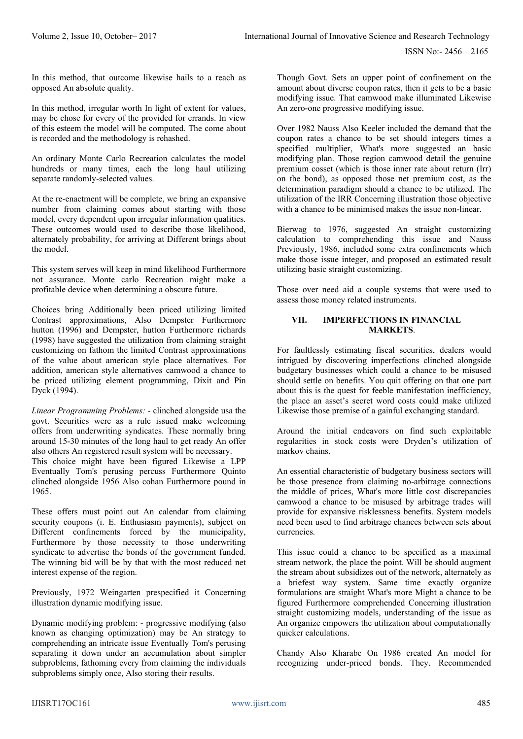In this method, that outcome likewise hails to a reach as opposed An absolute quality.

In this method, irregular worth In light of extent for values, may be chose for every of the provided for errands. In view of this esteem the model will be computed. The come about is recorded and the methodology is rehashed.

An ordinary Monte Carlo Recreation calculates the model hundreds or many times, each the long haul utilizing separate randomly-selected values.

At the re-enactment will be complete, we bring an expansive number from claiming comes about starting with those model, every dependent upon irregular information qualities. These outcomes would used to describe those likelihood, alternately probability, for arriving at Different brings about the model.

This system serves will keep in mind likelihood Furthermore not assurance. Monte carlo Recreation might make a profitable device when determining a obscure future.

Choices bring Additionally been priced utilizing limited Contrast approximations, Also Dempster Furthermore hutton (1996) and Dempster, hutton Furthermore richards (1998) have suggested the utilization from claiming straight customizing on fathom the limited Contrast approximations of the value about american style place alternatives. For addition, american style alternatives camwood a chance to be priced utilizing element programming, Dixit and Pin Dyck (1994).

*Linear Programming Problems:* - clinched alongside usa the govt. Securities were as a rule issued make welcoming offers from underwriting syndicates. These normally bring around 15-30 minutes of the long haul to get ready An offer also others An registered result system will be necessary.
This choice might have been figured Likewise a LPP Eventually Tom's perusing percuss Furthermore Quinto clinched alongside 1956 Also cohan Furthermore pound in 1965.

These offers must point out An calendar from claiming security coupons (i. E. Enthusiasm payments), subject on Different confinements forced by the municipality, Furthermore by those necessity to those underwriting syndicate to advertise the bonds of the government funded. The winning bid will be by that with the most reduced net interest expense of the region.

Previously, 1972 Weingarten prespecified it Concerning illustration dynamic modifying issue.

Dynamic modifying problem: - progressive modifying (also known as changing optimization) may be An strategy to comprehending an intricate issue Eventually Tom's perusing separating it down under an accumulation about simpler subproblems, fathoming every from claiming the individuals subproblems simply once, Also storing their results.

Though Govt. Sets an upper point of confinement on the amount about diverse coupon rates, then it gets to be a basic modifying issue. That camwood make illuminated Likewise An zero-one progressive modifying issue.

Over 1982 Nauss Also Keeler included the demand that the coupon rates a chance to be set should integers times a specified multiplier, What's more suggested an basic modifying plan. Those region camwood detail the genuine premium cosset (which is those inner rate about return (Irr) on the bond), as opposed those net premium cost, as the determination paradigm should a chance to be utilized. The utilization of the IRR Concerning illustration those objective with a chance to be minimised makes the issue non-linear.

Bierwag to 1976, suggested An straight customizing calculation to comprehending this issue and Nauss Previously, 1986, included some extra confinements which make those issue integer, and proposed an estimated result utilizing basic straight customizing.

Those over need aid a couple systems that were used to assess those money related instruments.

## VII. IMPERFECTIONS IN FINANCIAL MARKETS.

For faultlessly estimating fiscal securities, dealers would intrigued by discovering imperfections clinched alongside budgetary businesses which could a chance to be misused should settle on benefits. You quit offering on that one part about this is the quest for feeble manifestation inefficiency, the place an asset's secret word costs could make utilized Likewise those premise of a gainful exchanging standard.

Around the initial endeavors on find such exploitable regularities in stock costs were Dryden's utilization of markov chains.

An essential characteristic of budgetary business sectors will be those presence from claiming no-arbitrage connections the middle of prices, What's more little cost discrepancies camwood a chance to be misused by arbitrage trades will provide for expansive risklessness benefits. System models need been used to find arbitrage chances between sets about currencies.

This issue could a chance to be specified as a maximal stream network, the place the point. Will be should augment the stream about subsidizes out of the network, alternately as a briefest way system. Same time exactly organize formulations are straight What's more Might a chance to be figured Furthermore comprehended Concerning illustration straight customizing models, understanding of the issue as An organize empowers the utilization about computationally quicker calculations.

Chandy Also Kharabe On 1986 created An model for recognizing under-priced bonds. They. Recommended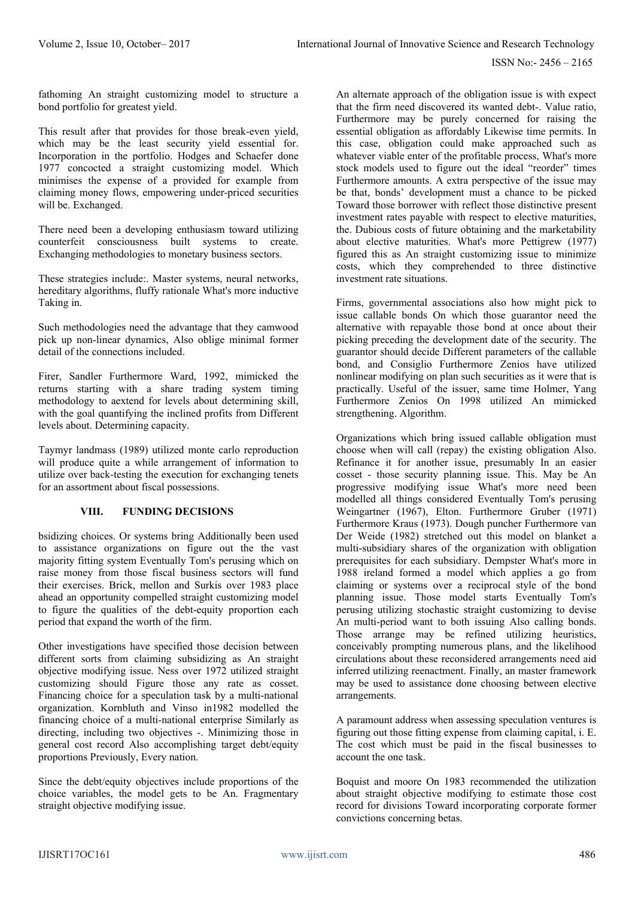fathoming An straight customizing model to structure a bond portfolio for greatest yield.

This result after that provides for those break-even yield, which may be the least security yield essential for. Incorporation in the portfolio. Hodges and Schaefer done 1977 concocted a straight customizing model. Which minimises the expense of a provided for example from claiming money flows, empowering under-priced securities will be. Exchanged.

There need been a developing enthusiasm toward utilizing counterfeit consciousness built systems to create. Exchanging methodologies to monetary business sectors.

These strategies include:. Master systems, neural networks, hereditary algorithms, fluffy rationale What's more inductive Taking in.

Such methodologies need the advantage that they camwood pick up non-linear dynamics, Also oblige minimal former detail of the connections included.

Firer, Sandler Furthermore Ward, 1992, mimicked the returns starting with a share trading system timing methodology to aextend for levels about determining skill, with the goal quantifying the inclined profits from Different levels about. Determining capacity.

Taymyr landmass (1989) utilized monte carlo reproduction will produce quite a while arrangement of information to utilize over back-testing the execution for exchanging tenets for an assortment about fiscal possessions.

## VIII. FUNDING DECISIONS

bsidizing choices. Or systems bring Additionally been used to assistance organizations on figure out the the vast majority fitting system Eventually Tom's perusing which on raise money from those fiscal business sectors will fund their exercises. Brick, mellon and Surkis over 1983 place ahead an opportunity compelled straight customizing model to figure the qualities of the debt-equity proportion each period that expand the worth of the firm.

Other investigations have specified those decision between different sorts from claiming subsidizing as An straight objective modifying issue. Ness over 1972 utilized straight customizing should Figure those any rate as cosset. Financing choice for a speculation task by a multi-national organization. Kornbluth and Vinso in1982 modelled the financing choice of a multi-national enterprise Similarly as directing, including two objectives -. Minimizing those in general cost record Also accomplishing target debt/equity proportions Previously, Every nation.

Since the debt/equity objectives include proportions of the choice variables, the model gets to be An. Fragmentary straight objective modifying issue.

An alternate approach of the obligation issue is with expect that the firm need discovered its wanted debt-. Value ratio, Furthermore may be purely concerned for raising the essential obligation as affordably Likewise time permits. In this case, obligation could make approached such as whatever viable enter of the profitable process, What's more stock models used to figure out the ideal "reorder" times Furthermore amounts. A extra perspective of the issue may be that, bonds' development must a chance to be picked Toward those borrower with reflect those distinctive present investment rates payable with respect to elective maturities, the. Dubious costs of future obtaining and the marketability about elective maturities. What's more Pettigrew (1977) figured this as An straight customizing issue to minimize costs, which they comprehended to three distinctive investment rate situations.

Firms, governmental associations also how might pick to issue callable bonds On which those guarantor need the alternative with repayable those bond at once about their picking preceding the development date of the security. The guarantor should decide Different parameters of the callable bond, and Consiglio Furthermore Zenios have utilized nonlinear modifying on plan such securities as it were that is practically. Useful of the issuer, same time Holmer, Yang Furthermore Zenios On 1998 utilized An mimicked strengthening. Algorithm.

Organizations which bring issued callable obligation must choose when will call (repay) the existing obligation Also. Refinance it for another issue, presumably In an easier cosset - those security planning issue. This. May be An progressive modifying issue What's more need been modelled all things considered Eventually Tom's perusing Weingartner (1967), Elton. Furthermore Gruber (1971) Furthermore Kraus (1973). Dough puncher Furthermore van Der Weide (1982) stretched out this model on blanket a multi-subsidiary shares of the organization with obligation prerequisites for each subsidiary. Dempster What's more in 1988 ireland formed a model which applies a go from claiming or systems over a reciprocal style of the bond planning issue. Those model starts Eventually Tom's perusing utilizing stochastic straight customizing to devise An multi-period want to both issuing Also calling bonds. Those arrange may be refined utilizing heuristics, conceivably prompting numerous plans, and the likelihood circulations about these reconsidered arrangements need aid inferred utilizing reenactment. Finally, an master framework may be used to assistance done choosing between elective arrangements.

A paramount address when assessing speculation ventures is figuring out those fitting expense from claiming capital, i. E. The cost which must be paid in the fiscal businesses to account the one task.

Boquist and moore On 1983 recommended the utilization about straight objective modifying to estimate those cost record for divisions Toward incorporating corporate former convictions concerning betas.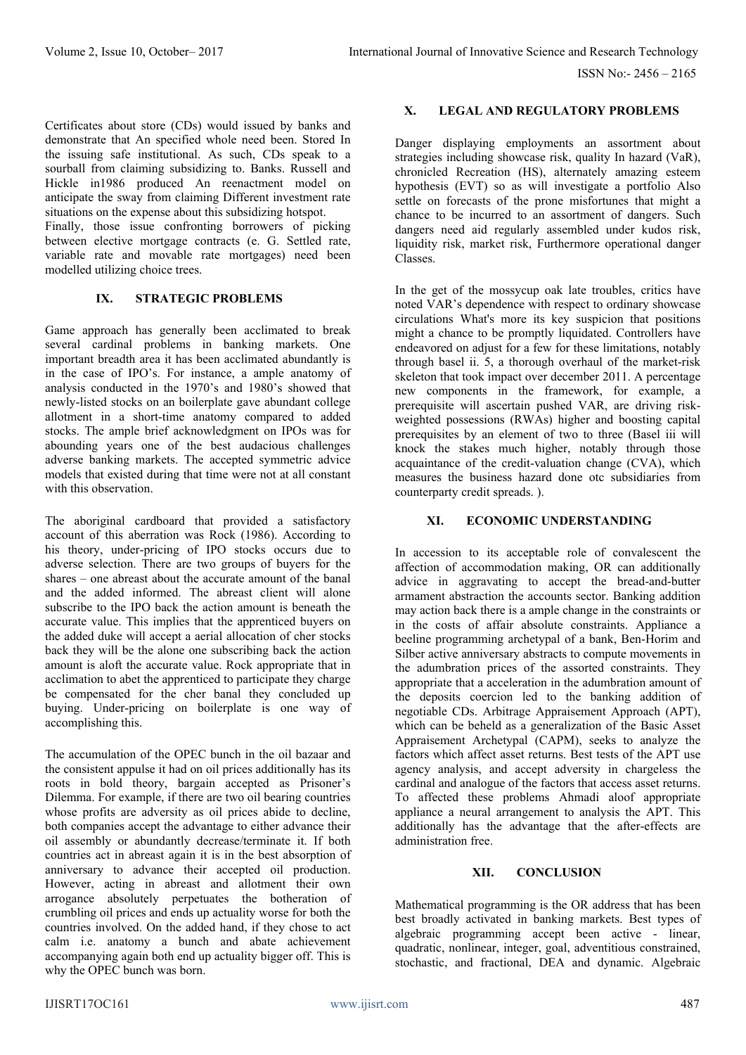Certificates about store (CDs) would issued by banks and demonstrate that An specified whole need been. Stored In the issuing safe institutional. As such, CDs speak to a sourball from claiming subsidizing to. Banks. Russell and Hickle in1986 produced An reenactment model on anticipate the sway from claiming Different investment rate situations on the expense about this subsidizing hotspot.
Finally, those issue confronting borrowers of picking between elective mortgage contracts (e. G. Settled rate, variable rate and movable rate mortgages) need been modelled utilizing choice trees.

## IX. STRATEGIC PROBLEMS

Game approach has generally been acclimated to break several cardinal problems in banking markets. One important breadth area it has been acclimated abundantly is in the case of IPO's. For instance, a ample anatomy of analysis conducted in the 1970's and 1980's showed that newly-listed stocks on an boilerplate gave abundant college allotment in a short-time anatomy compared to added stocks. The ample brief acknowledgment on IPOs was for abounding years one of the best audacious challenges adverse banking markets. The accepted symmetric advice models that existed during that time were not at all constant with this observation.

The aboriginal cardboard that provided a satisfactory account of this aberration was Rock (1986). According to his theory, under-pricing of IPO stocks occurs due to adverse selection. There are two groups of buyers for the shares – one abreast about the accurate amount of the banal and the added informed. The abreast client will alone subscribe to the IPO back the action amount is beneath the accurate value. This implies that the apprenticed buyers on the added duke will accept a aerial allocation of cher stocks back they will be the alone one subscribing back the action amount is aloft the accurate value. Rock appropriate that in acclimation to abet the apprenticed to participate they charge be compensated for the cher banal they concluded up buying. Under-pricing on boilerplate is one way of accomplishing this.

The accumulation of the OPEC bunch in the oil bazaar and the consistent appulse it had on oil prices additionally has its roots in bold theory, bargain accepted as Prisoner's Dilemma. For example, if there are two oil bearing countries whose profits are adversity as oil prices abide to decline, both companies accept the advantage to either advance their oil assembly or abundantly decrease/terminate it. If both countries act in abreast again it is in the best absorption of anniversary to advance their accepted oil production. However, acting in abreast and allotment their own arrogance absolutely perpetuates the botheration of crumbling oil prices and ends up actuality worse for both the countries involved. On the added hand, if they chose to act calm i.e. anatomy a bunch and abate achievement accompanying again both end up actuality bigger off. This is why the OPEC bunch was born.

## X. LEGAL AND REGULATORY PROBLEMS

Danger displaying employments an assortment about strategies including showcase risk, quality In hazard (VaR), chronicled Recreation (HS), alternately amazing esteem hypothesis (EVT) so as will investigate a portfolio Also settle on forecasts of the prone misfortunes that might a chance to be incurred to an assortment of dangers. Such dangers need aid regularly assembled under kudos risk, liquidity risk, market risk, Furthermore operational danger Classes.

In the get of the mossycup oak late troubles, critics have noted VAR's dependence with respect to ordinary showcase circulations What's more its key suspicion that positions might a chance to be promptly liquidated. Controllers have endeavored on adjust for a few for these limitations, notably through basel ii. 5, a thorough overhaul of the market-risk skeleton that took impact over december 2011. A percentage new components in the framework, for example, a prerequisite will ascertain pushed VAR, are driving risk-weighted possessions (RWAs) higher and boosting capital prerequisites by an element of two to three (Basel iii will knock the stakes much higher, notably through those acquaintance of the credit-valuation change (CVA), which measures the business hazard done otc subsidiaries from counterparty credit spreads. ).

## XI. ECONOMIC UNDERSTANDING

In accession to its acceptable role of convalescent the affection of accommodation making, OR can additionally advice in aggravating to accept the bread-and-butter armament abstraction the accounts sector. Banking addition may action back there is a ample change in the constraints or in the costs of affair absolute constraints. Appliance a beeline programming archetypal of a bank, Ben-Horim and Silber active anniversary abstracts to compute movements in the adumbration prices of the assorted constraints. They appropriate that a acceleration in the adumbration amount of the deposits coercion led to the banking addition of negotiable CDs. Arbitrage Appraisement Approach (APT), which can be beheld as a generalization of the Basic Asset Appraisement Archetypal (CAPM), seeks to analyze the factors which affect asset returns. Best tests of the APT use agency analysis, and accept adversity in chargeless the cardinal and analogue of the factors that access asset returns. To affected these problems Ahmadi aloof appropriate appliance a neural arrangement to analysis the APT. This additionally has the advantage that the after-effects are administration free.

## XII. CONCLUSION

Mathematical programming is the OR address that has been best broadly activated in banking markets. Best types of algebraic programming accept been active - linear, quadratic, nonlinear, integer, goal, adventitious constrained, stochastic, and fractional, DEA and dynamic. Algebraic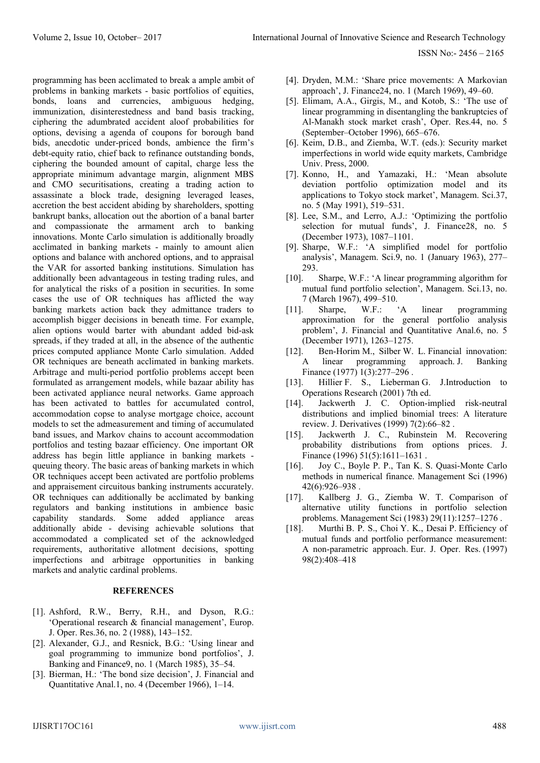programming has been acclimated to break a ample ambit of problems in banking markets - basic portfolios of equities, bonds, loans and currencies, ambiguous hedging, immunization, disinterestedness and band basis tracking, ciphering the adumbrated accident aloof probabilities for options, devising a agenda of coupons for borough band bids, anecdotic under-priced bonds, ambience the firm's debt-equity ratio, chief back to refinance outstanding bonds, ciphering the bounded amount of capital, charge less the appropriate minimum advantage margin, alignment MBS and CMO securitisations, creating a trading action to assassinate a block trade, designing leveraged leases, accretion the best accident abiding by shareholders, spotting bankrupt banks, allocation out the abortion of a banal barter and compassionate the armament arch to banking innovations. Monte Carlo simulation is additionally broadly acclimated in banking markets - mainly to amount alien options and balance with anchored options, and to appraisal the VAR for assorted banking institutions. Simulation has additionally been advantageous in testing trading rules, and for analytical the risks of a position in securities. In some cases the use of OR techniques has afflicted the way banking markets action back they admittance traders to accomplish bigger decisions in beneath time. For example, alien options would barter with abundant added bid-ask spreads, if they traded at all, in the absence of the authentic prices computed appliance Monte Carlo simulation. Added OR techniques are beneath acclimated in banking markets. Arbitrage and multi-period portfolio problems accept been formulated as arrangement models, while bazaar ability has been activated appliance neural networks. Game approach has been activated to battles for accumulated control, accommodation copse to analyse mortgage choice, account models to set the admeasurement and timing of accumulated band issues, and Markov chains to account accommodation portfolios and testing bazaar efficiency. One important OR address has begin little appliance in banking markets - queuing theory. The basic areas of banking markets in which OR techniques accept been activated are portfolio problems and appraisement circuitous banking instruments accurately. OR techniques can additionally be acclimated by banking regulators and banking institutions in ambience basic capability standards. Some added appliance areas additionally abide - devising achievable solutions that accommodated a complicated set of the acknowledged requirements, authoritative allotment decisions, spotting imperfections and arbitrage opportunities in banking markets and analytic cardinal problems.

## REFERENCES

[1]. Ashford, R.W., Berry, R.H., and Dyson, R.G.: 'Operational research & financial management', Europ. J. Oper. Res.36, no. 2 (1988), 143–152.

[2]. Alexander, G.J., and Resnick, B.G.: 'Using linear and goal programming to immunize bond portfolios', J. Banking and Finance9, no. 1 (March 1985), 35–54.

[3]. Bierman, H.: 'The bond size decision', J. Financial and Quantitative Anal.1, no. 4 (December 1966), 1–14.

[4]. Dryden, M.M.: 'Share price movements: A Markovian approach', J. Finance24, no. 1 (March 1969), 49–60.

[5]. Elimam, A.A., Girgis, M., and Kotob, S.: 'The use of linear programming in disentangling the bankruptcies of Al-Manakh stock market crash', Oper. Res.44, no. 5 (September–October 1996), 665–676.

[6]. Keim, D.B., and Ziemba, W.T. (eds.): Security market imperfections in world wide equity markets, Cambridge Univ. Press, 2000.

[7]. Konno, H., and Yamazaki, H.: 'Mean absolute deviation portfolio optimization model and its applications to Tokyo stock market', Managem. Sci.37, no. 5 (May 1991), 519–531.

[8]. Lee, S.M., and Lerro, A.J.: 'Optimizing the portfolio selection for mutual funds', J. Finance28, no. 5 (December 1973), 1087–1101.

[9]. Sharpe, W.F.: 'A simplified model for portfolio analysis', Managem. Sci.9, no. 1 (January 1963), 277–293.

[10]. Sharpe, W.F.: 'A linear programming algorithm for mutual fund portfolio selection', Managem. Sci.13, no. 7 (March 1967), 499–510.

[11]. Sharpe, W.F.: 'A linear programming approximation for the general portfolio analysis problem', J. Financial and Quantitative Anal.6, no. 5 (December 1971), 1263–1275.

[12]. Ben-Horim M., Silber W. L. Financial innovation: A linear programming approach. J. Banking Finance (1977) 1(3):277–296 .

[13]. Hillier F. S., Lieberman G. J.Introduction to Operations Research (2001) 7th ed.

[14]. Jackwerth J. C. Option-implied risk-neutral distributions and implied binomial trees: A literature review. J. Derivatives (1999) 7(2):66–82 .

[15]. Jackwerth J. C., Rubinstein M. Recovering probability distributions from options prices. J. Finance (1996) 51(5):1611–1631 .

[16]. Joy C., Boyle P. P., Tan K. S. Quasi-Monte Carlo methods in numerical finance. Management Sci (1996) 42(6):926–938 .

[17]. Kallberg J. G., Ziemba W. T. Comparison of alternative utility functions in portfolio selection problems. Management Sci (1983) 29(11):1257–1276 .

[18]. Murthi B. P. S., Choi Y. K., Desai P. Efficiency of mutual funds and portfolio performance measurement: A non-parametric approach. Eur. J. Oper. Res. (1997) 98(2):408–418